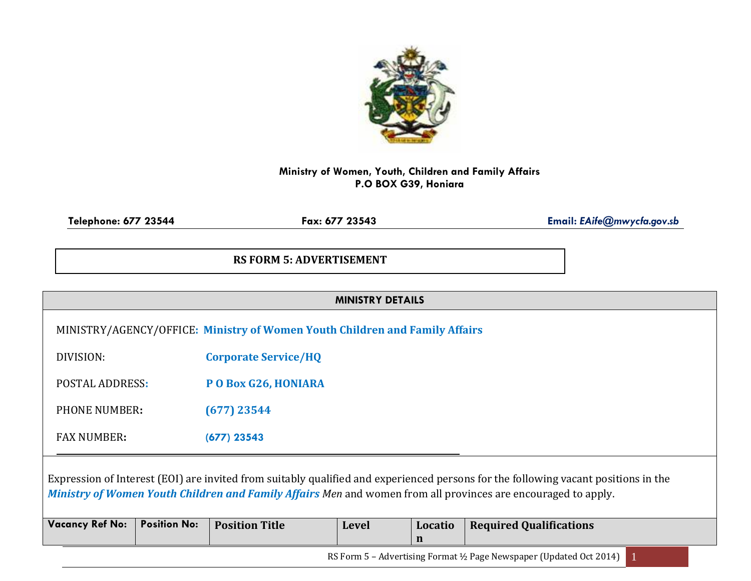**Ministry of Women, Youth, Children and Family Affairs**
**P.O BOX G39, Honiara**

**Telephone: 677 23544** **Fax: 677 23543** **Email: *EAife@mwycfa.gov.sb***

## RS FORM 5: ADVERTISEMENT

| MINISTRY DETAILS | |
|---|---|
| MINISTRY/AGENCY/OFFICE: | **Ministry of Women Youth Children and Family Affairs** |
| DIVISION: | **Corporate Service/HQ** |
| POSTAL ADDRESS: | **P O Box G26, HONIARA** |
| PHONE NUMBER: | **(677) 23544** |
| FAX NUMBER: | **(677) 23543** |

Expression of Interest (EOI) are invited from suitably qualified and experienced persons for the following vacant positions in the ***Ministry of Women Youth Children and Family Affairs*** *Men* and women from all provinces are encouraged to apply.

| Vacancy Ref No: | Position No: | Position Title | Level | Location | Required Qualifications |
|---|---|---|---|---|---|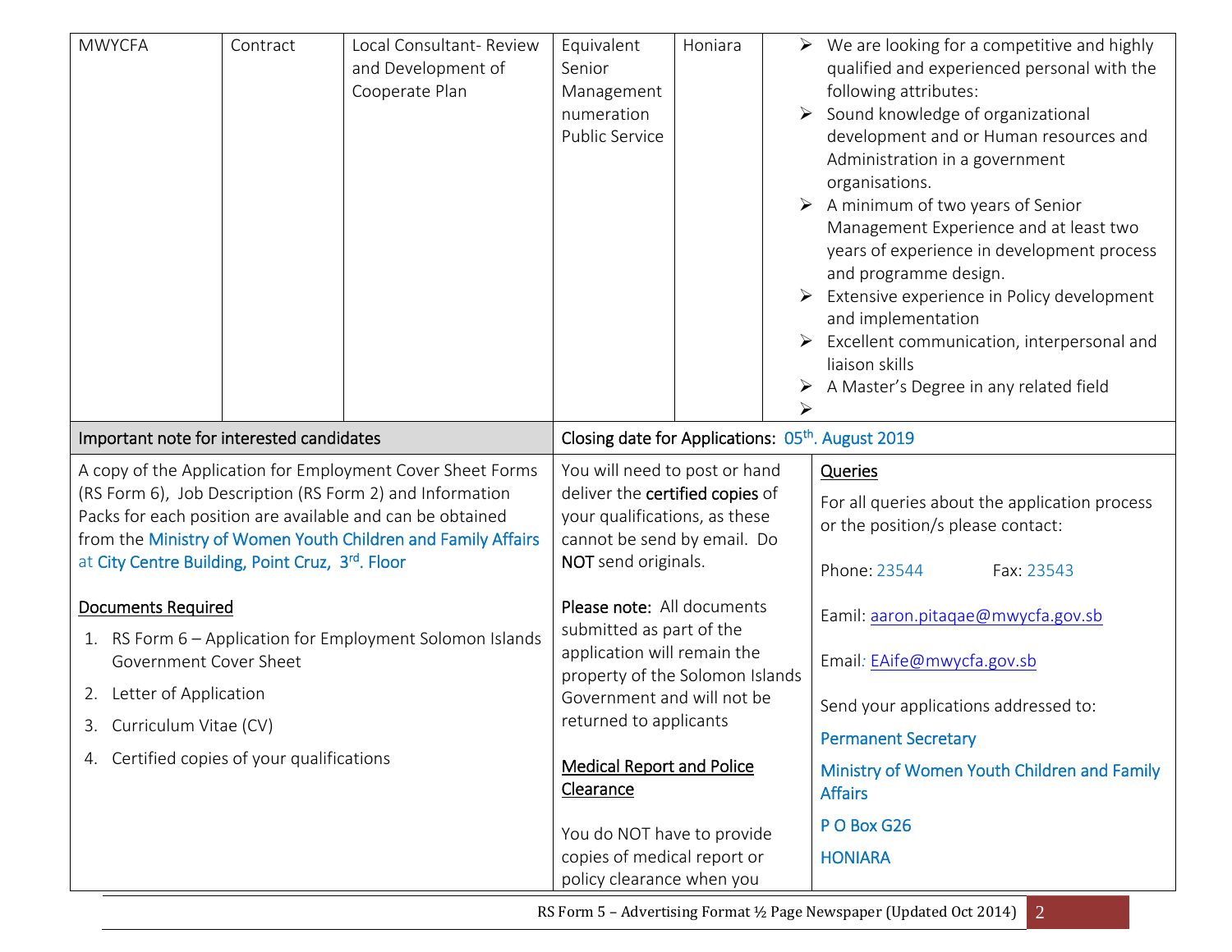| | | | | | |
|---|---|---|---|---|---|
| MWYCFA | Contract | Local Consultant- Review and Development of Cooperate Plan | Equivalent Senior Management numeration Public Service | Honiara | ➢ We are looking for a competitive and highly qualified and experienced personal with the following attributes:<br>➢ Sound knowledge of organizational development and or Human resources and Administration in a government organisations.<br>➢ A minimum of two years of Senior Management Experience and at least two years of experience in development process and programme design.<br>➢ Extensive experience in Policy development and implementation<br>➢ Excellent communication, interpersonal and liaison skills<br>➢ A Master's Degree in any related field<br>➢ |

**Important note for interested candidates**

**Closing date for Applications:** 05th. August 2019

A copy of the Application for Employment Cover Sheet Forms (RS Form 6), Job Description (RS Form 2) and Information Packs for each position are available and can be obtained from the Ministry of Women Youth Children and Family Affairs at City Centre Building, Point Cruz, 3rd. Floor

**Documents Required**

1. RS Form 6 – Application for Employment Solomon Islands Government Cover Sheet
2. Letter of Application
3. Curriculum Vitae (CV)
4. Certified copies of your qualifications

You will need to post or hand deliver the **certified copies** of your qualifications, as these cannot be send by email. Do **NOT** send originals.

**Please note:** All documents submitted as part of the application will remain the property of the Solomon Islands Government and will not be returned to applicants

**Medical Report and Police Clearance**

You do NOT have to provide copies of medical report or policy clearance when you

**Queries**

For all queries about the application process or the position/s please contact:

Phone: 23544 Fax: 23543

Eamil: aaron.pitaqae@mwycfa.gov.sb

Email: EAife@mwycfa.gov.sb

Send your applications addressed to:

Permanent Secretary

Ministry of Women Youth Children and Family Affairs

P O Box G26

HONIARA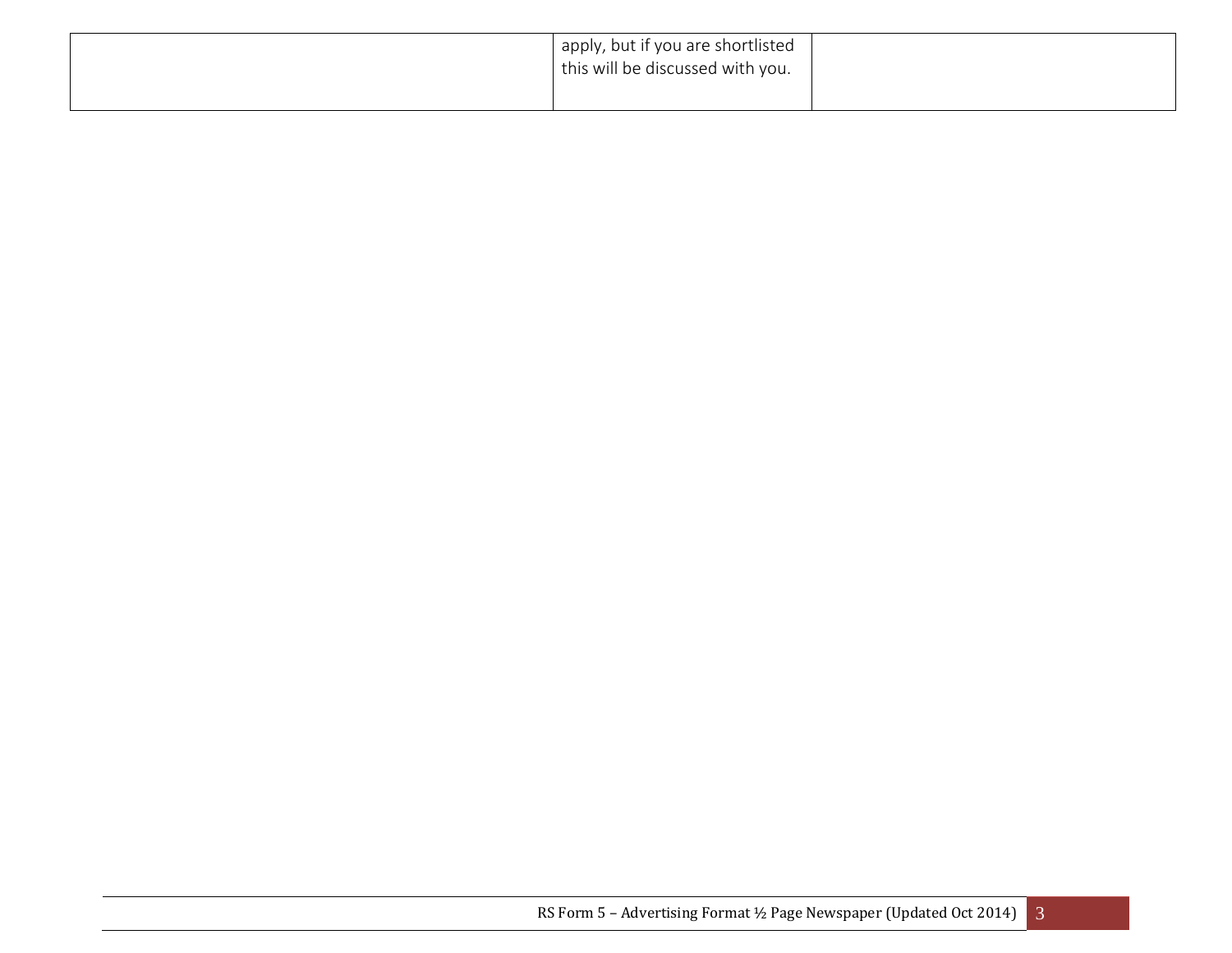| | | |
|---|---|---|
| | apply, but if you are shortlisted this will be discussed with you. | |